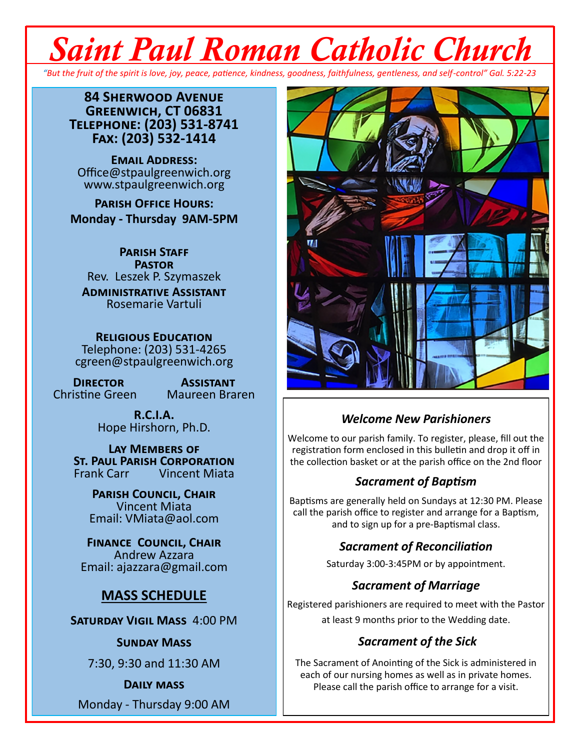# Saint Paul Roman Catholic Church

*"But the fruit of the spirit is love, joy, peace, patience, kindness, goodness, faithfulness, gentleness, and self-control" Gal. 5:22-23*

**84 Sherwood Avenue**
**Greenwich, CT 06831**
**Telephone: (203) 531-8741**
**Fax: (203) 532-1414**

**Email Address:**
Office@stpaulgreenwich.org
www.stpaulgreenwich.org

**Parish Office Hours:**
**Monday - Thursday 9AM-5PM**

**Parish Staff**

**Pastor**
Rev. Leszek P. Szymaszek

**Administrative Assistant**
Rosemarie Vartuli

**Religious Education**
Telephone: (203) 531-4265
cgreen@stpaulgreenwich.org

**Director**
Christine Green

**Assistant**
Maureen Braren

**R.C.I.A.**
Hope Hirshorn, Ph.D.

**Lay Members of St. Paul Parish Corporation**
Frank Carr
Vincent Miata

**Parish Council, Chair**
Vincent Miata
Email: VMiata@aol.com

**Finance Council, Chair**
Andrew Azzara
Email: ajazzara@gmail.com

## MASS SCHEDULE

**Saturday Vigil Mass** 4:00 PM

**Sunday Mass**

7:30, 9:30 and 11:30 AM

**Daily mass**

Monday - Thursday 9:00 AM

### *Welcome New Parishioners*

Welcome to our parish family. To register, please, fill out the registration form enclosed in this bulletin and drop it off in the collection basket or at the parish office on the 2nd floor

### *Sacrament of Baptism*

Baptisms are generally held on Sundays at 12:30 PM. Please call the parish office to register and arrange for a Baptism, and to sign up for a pre-Baptismal class.

### *Sacrament of Reconciliation*

Saturday 3:00-3:45PM or by appointment.

### *Sacrament of Marriage*

Registered parishioners are required to meet with the Pastor at least 9 months prior to the Wedding date.

### *Sacrament of the Sick*

The Sacrament of Anointing of the Sick is administered in each of our nursing homes as well as in private homes. Please call the parish office to arrange for a visit.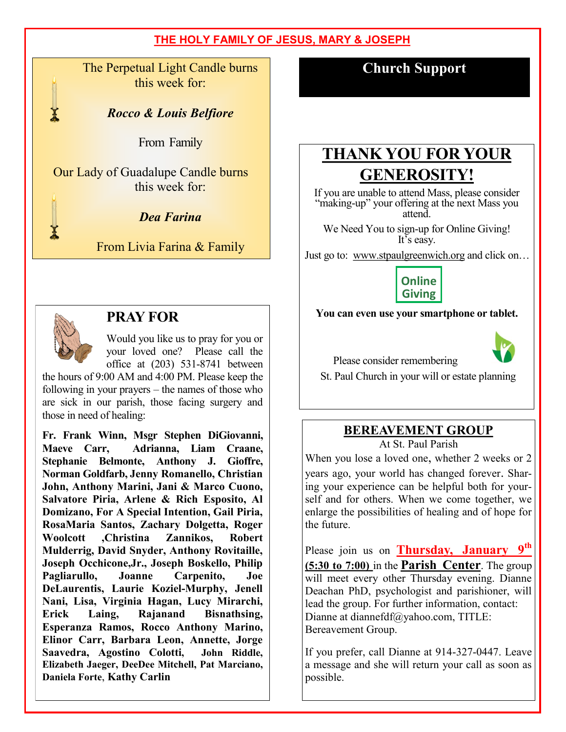## THE HOLY FAMILY OF JESUS, MARY & JOSEPH

The Perpetual Light Candle burns this week for:

***Rocco & Louis Belfiore***

From Family

Our Lady of Guadalupe Candle burns this week for:

***Dea Farina***

From Livia Farina & Family

## PRAY FOR

Would you like us to pray for you or your loved one? Please call the office at (203) 531-8741 between the hours of 9:00 AM and 4:00 PM. Please keep the following in your prayers – the names of those who are sick in our parish, those facing surgery and those in need of healing:

**Fr. Frank Winn, Msgr Stephen DiGiovanni, Maeve Carr, Adrianna, Liam Craane, Stephanie Belmonte, Anthony J. Gioffre, Norman Goldfarb, Jenny Romanello, Christian John, Anthony Marini, Jani & Marco Cuono, Salvatore Piria, Arlene & Rich Esposito, Al Domizano, For A Special Intention, Gail Piria, RosaMaria Santos, Zachary Dolgetta, Roger Woolcott ,Christina Zannikos, Robert Mulderrig, David Snyder, Anthony Rovitaille, Joseph Occhicone,Jr., Joseph Boskello, Philip Pagliarullo, Joanne Carpenito, Joe DeLaurentis, Laurie Koziel-Murphy, Jenell Nani, Lisa, Virginia Hagan, Lucy Mirarchi, Erick Laing, Rajanand Bisnathsing, Esperanza Ramos, Rocco Anthony Marino, Elinor Carr, Barbara Leon, Annette, Jorge Saavedra, Agostino Colotti, John Riddle, Elizabeth Jaeger, DeeDee Mitchell, Pat Marciano, Daniela Forte, Kathy Carlin**

## Church Support

## THANK YOU FOR YOUR GENEROSITY!

If you are unable to attend Mass, please consider "making-up" your offering at the next Mass you attend.

We Need You to sign-up for Online Giving! It's easy.

Just go to: www.stpaulgreenwich.org and click on…

**Online Giving**

**You can even use your smartphone or tablet.**

Please consider remembering St. Paul Church in your will or estate planning

## BEREAVEMENT GROUP

At St. Paul Parish

When you lose a loved one, whether 2 weeks or 2 years ago, your world has changed forever. Sharing your experience can be helpful both for yourself and for others. When we come together, we enlarge the possibilities of healing and of hope for the future.

Please join us on **Thursday, January 9th** **(5:30 to 7:00)** in the **Parish Center**. The group will meet every other Thursday evening. Dianne Deachan PhD, psychologist and parishioner, will lead the group. For further information, contact: Dianne at diannefdf@yahoo.com, TITLE: Bereavement Group.

If you prefer, call Dianne at 914-327-0447. Leave a message and she will return your call as soon as possible.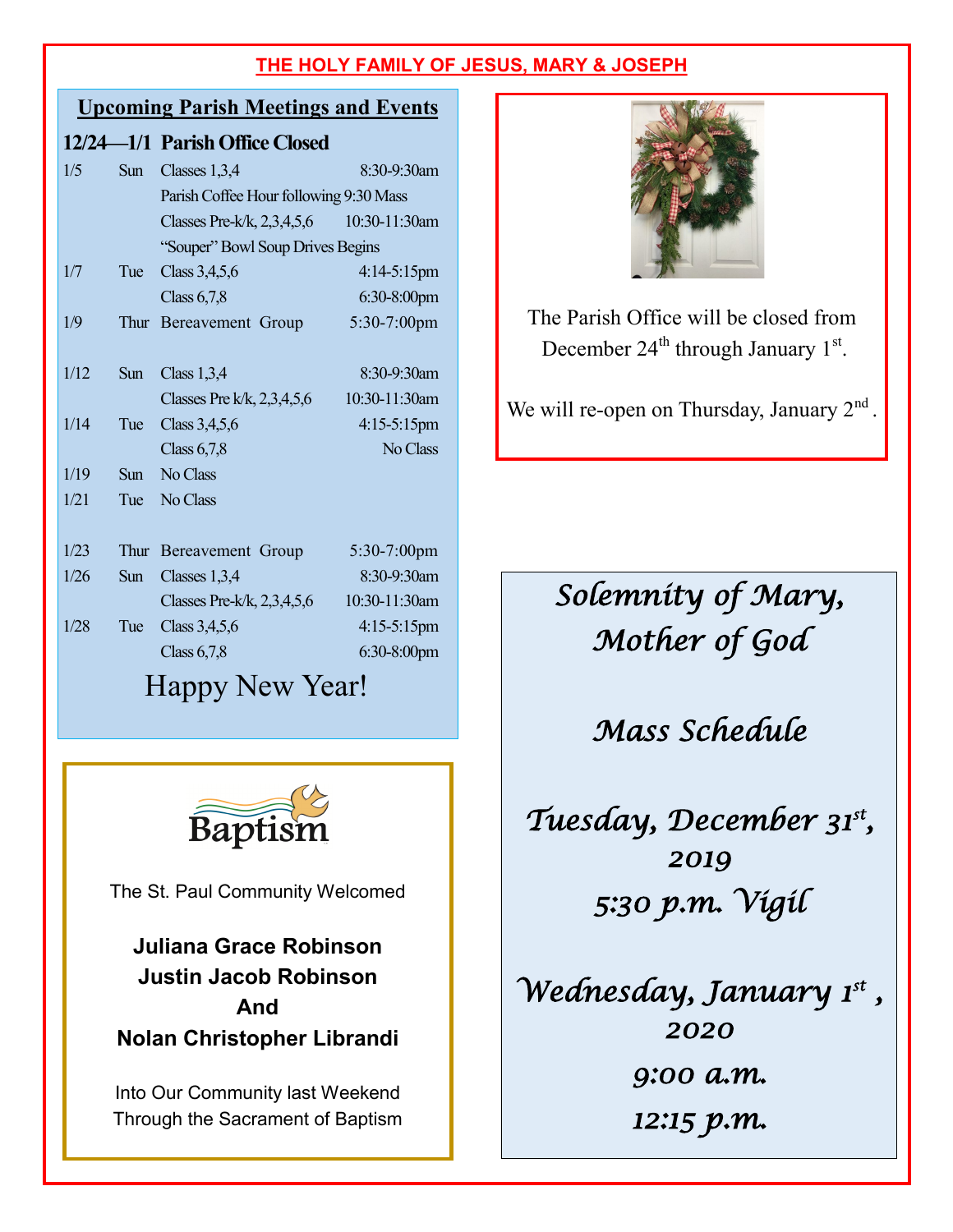## THE HOLY FAMILY OF JESUS, MARY & JOSEPH

### Upcoming Parish Meetings and Events

**12/24—1/1 Parish Office Closed**

| Date | Day | Event | Time |
|---|---|---|---|
| 1/5 | Sun | Classes 1,3,4 | 8:30-9:30am |
| | | Parish Coffee Hour following 9:30 Mass | |
| | | Classes Pre-k/k, 2,3,4,5,6 | 10:30-11:30am |
| | | "Souper" Bowl Soup Drives Begins | |
| 1/7 | Tue | Class 3,4,5,6 | 4:14-5:15pm |
| | | Class 6,7,8 | 6:30-8:00pm |
| 1/9 | Thur | Bereavement Group | 5:30-7:00pm |
| 1/12 | Sun | Class 1,3,4 | 8:30-9:30am |
| | | Classes Pre k/k, 2,3,4,5,6 | 10:30-11:30am |
| 1/14 | Tue | Class 3,4,5,6 | 4:15-5:15pm |
| | | Class 6,7,8 | No Class |
| 1/19 | Sun | No Class | |
| 1/21 | Tue | No Class | |
| 1/23 | Thur | Bereavement Group | 5:30-7:00pm |
| 1/26 | Sun | Classes 1,3,4 | 8:30-9:30am |
| | | Classes Pre-k/k, 2,3,4,5,6 | 10:30-11:30am |
| 1/28 | Tue | Class 3,4,5,6 | 4:15-5:15pm |
| | | Class 6,7,8 | 6:30-8:00pm |

Happy New Year!

The Parish Office will be closed from December 24th through January 1st.

We will re-open on Thursday, January 2nd.

**Baptism**

The St. Paul Community Welcomed

**Juliana Grace Robinson**
**Justin Jacob Robinson**
**And**
**Nolan Christopher Librandi**

Into Our Community last Weekend Through the Sacrament of Baptism

*Solemnity of Mary, Mother of God*

*Mass Schedule*

*Tuesday, December 31st, 2019*
*5:30 p.m. Vigil*

*Wednesday, January 1st, 2020*
*9:00 a.m.*
*12:15 p.m.*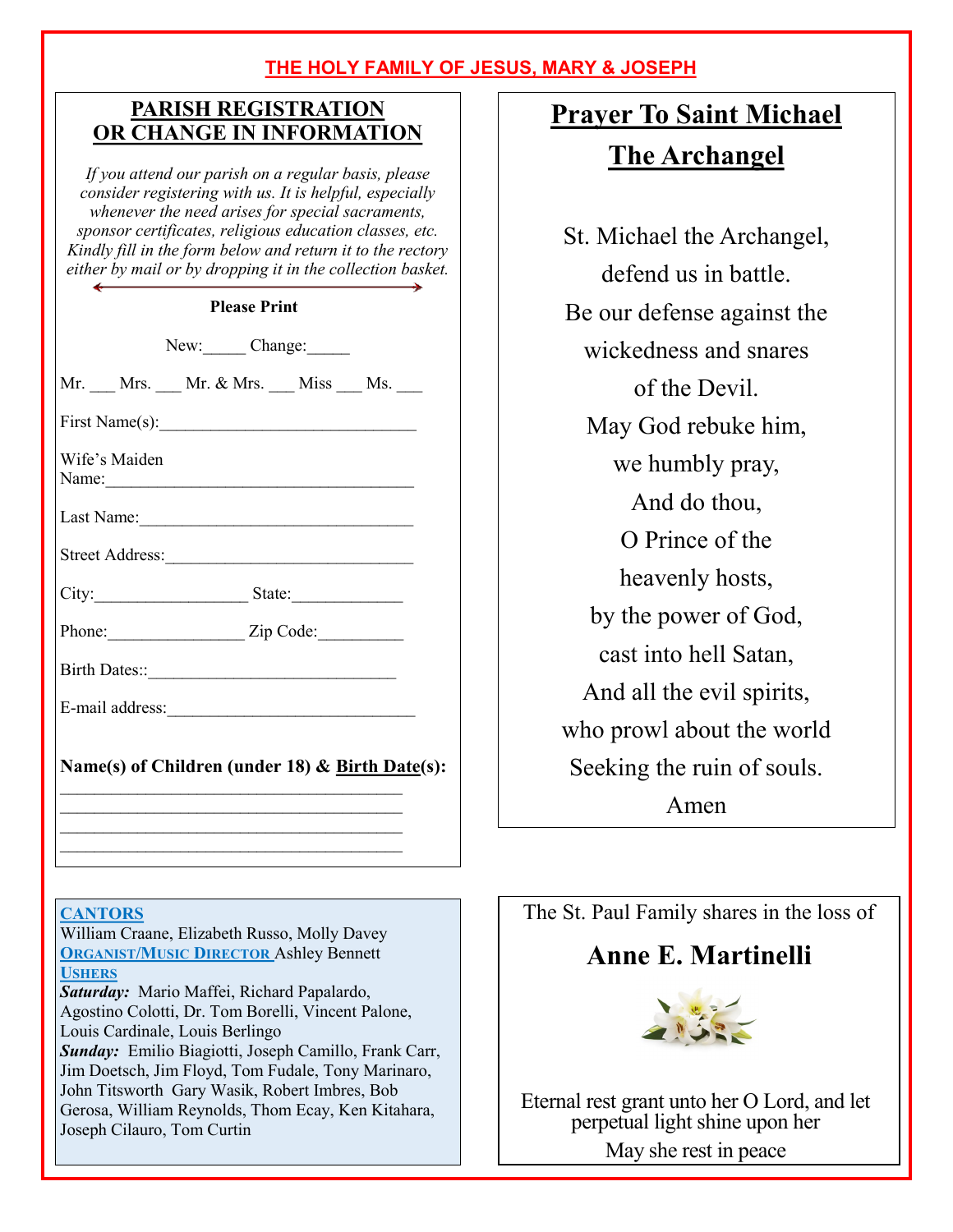# THE HOLY FAMILY OF JESUS, MARY & JOSEPH

## PARISH REGISTRATION OR CHANGE IN INFORMATION

*If you attend our parish on a regular basis, please consider registering with us. It is helpful, especially whenever the need arises for special sacraments, sponsor certificates, religious education classes, etc. Kindly fill in the form below and return it to the rectory either by mail or by dropping it in the collection basket.*

**Please Print**

New:_____ Change:_____

Mr. ___ Mrs. ___ Mr. & Mrs. ___ Miss ___ Ms. ___

First Name(s):_____________________________

Wife's Maiden Name:___________________________________

Last Name:_______________________________

Street Address:____________________________

City:_________________ State:_____________

Phone:________________ Zip Code:__________

Birth Dates::_____________________________

E-mail address:____________________________

**Name(s) of Children (under 18) & Birth Date(s):**

_______________________________________
_______________________________________
_______________________________________
_______________________________________

**CANTORS**
William Craane, Elizabeth Russo, Molly Davey

**ORGANIST/MUSIC DIRECTOR** Ashley Bennett

**USHERS**
***Saturday:*** Mario Maffei, Richard Papalardo, Agostino Colotti, Dr. Tom Borelli, Vincent Palone, Louis Cardinale, Louis Berlingo
***Sunday:*** Emilio Biagiotti, Joseph Camillo, Frank Carr, Jim Doetsch, Jim Floyd, Tom Fudale, Tony Marinaro, John Titsworth Gary Wasik, Robert Imbres, Bob Gerosa, William Reynolds, Thom Ecay, Ken Kitahara, Joseph Cilauro, Tom Curtin

## Prayer To Saint Michael The Archangel

St. Michael the Archangel,
defend us in battle.
Be our defense against the
wickedness and snares
of the Devil.
May God rebuke him,
we humbly pray,
And do thou,
O Prince of the
heavenly hosts,
by the power of God,
cast into hell Satan,
And all the evil spirits,
who prowl about the world
Seeking the ruin of souls.
Amen

The St. Paul Family shares in the loss of

**Anne E. Martinelli**

Eternal rest grant unto her O Lord, and let perpetual light shine upon her
May she rest in peace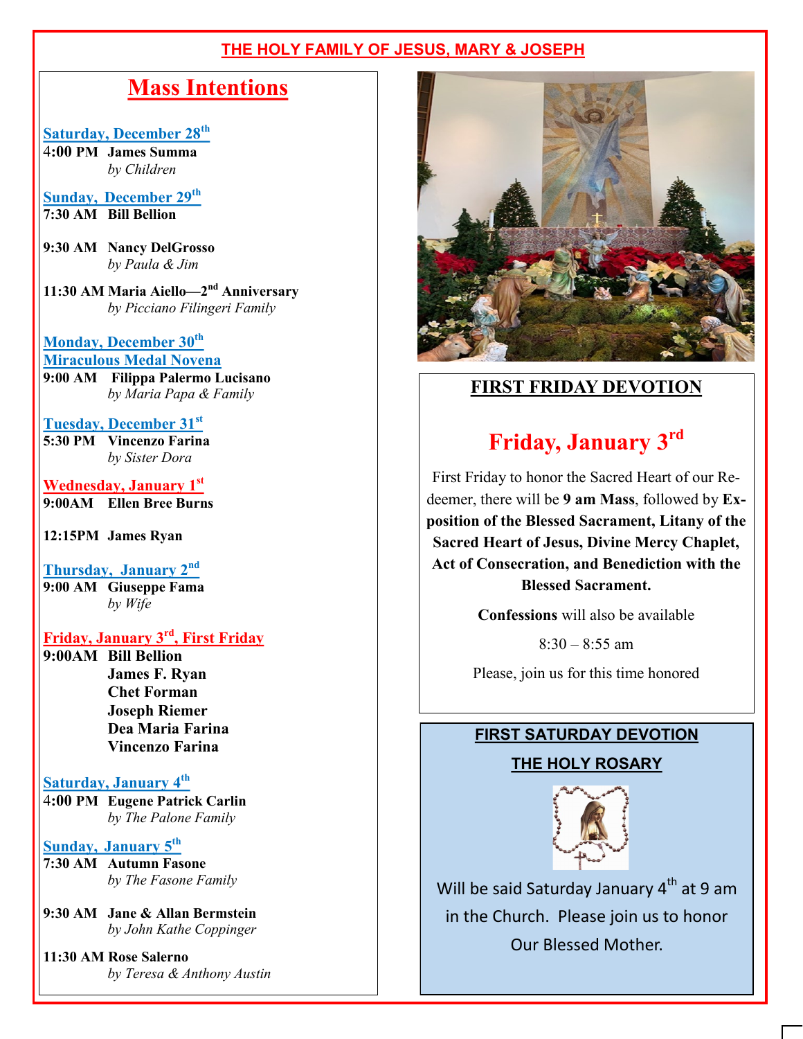**THE HOLY FAMILY OF JESUS, MARY & JOSEPH**

# Mass Intentions

**Saturday, December 28th**
**4:00 PM James Summa**
*by Children*

**Sunday, December 29th**
**7:30 AM Bill Bellion**

**9:30 AM Nancy DelGrosso**
*by Paula & Jim*

**11:30 AM Maria Aiello—2nd Anniversary**
*by Picciano Filingeri Family*

**Monday, December 30th**
**Miraculous Medal Novena**
**9:00 AM Filippa Palermo Lucisano**
*by Maria Papa & Family*

**Tuesday, December 31st**
**5:30 PM Vincenzo Farina**
*by Sister Dora*

**Wednesday, January 1st**
**9:00AM Ellen Bree Burns**

**12:15PM James Ryan**

**Thursday, January 2nd**
**9:00 AM Giuseppe Fama**
*by Wife*

**Friday, January 3rd, First Friday**
**9:00AM Bill Bellion**
**James F. Ryan**
**Chet Forman**
**Joseph Riemer**
**Dea Maria Farina**
**Vincenzo Farina**

**Saturday, January 4th**
**4:00 PM Eugene Patrick Carlin**
*by The Palone Family*

**Sunday, January 5th**
**7:30 AM Autumn Fasone**
*by The Fasone Family*

**9:30 AM Jane & Allan Bermstein**
*by John Kathe Coppinger*

**11:30 AM Rose Salerno**
*by Teresa & Anthony Austin*

## FIRST FRIDAY DEVOTION

## Friday, January 3rd

First Friday to honor the Sacred Heart of our Redeemer, there will be **9 am Mass**, followed by **Exposition of the Blessed Sacrament, Litany of the Sacred Heart of Jesus, Divine Mercy Chaplet, Act of Consecration, and Benediction with the Blessed Sacrament.**

**Confessions** will also be available

8:30 – 8:55 am

Please, join us for this time honored

## FIRST SATURDAY DEVOTION

## THE HOLY ROSARY

Will be said Saturday January 4th at 9 am in the Church. Please join us to honor Our Blessed Mother.